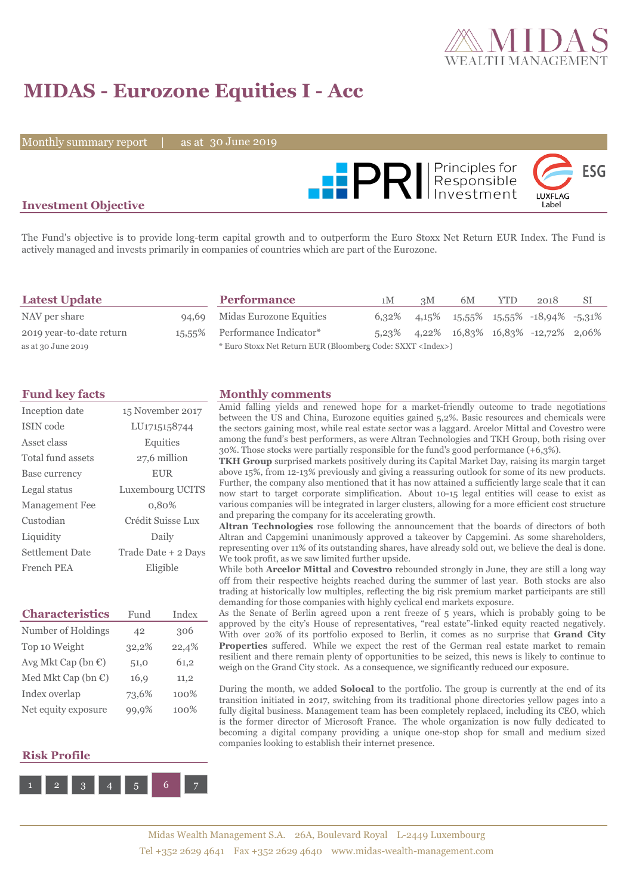# MIDAS - Eurozone Equities I - Acc

Monthly summary report | as at 30 June 2019

## Investment Objective

The Fund's objective is to provide long-term capital growth and to outperform the Euro Stoxx Net Return EUR Index. The Fund is actively managed and invests primarily in companies of countries which are part of the Eurozone.

## Latest Update

| | |
|---|---|
| NAV per share | 94,69 |
| 2019 year-to-date return | 15,55% |
| as at 30 June 2019 | |

## Performance

| | 1M | 3M | 6M | YTD | 2018 | SI |
|---|---|---|---|---|---|---|
| Midas Eurozone Equities | 6,32% | 4,15% | 15,55% | 15,55% | -18,94% | -5,31% |
| Performance Indicator* | 5,23% | 4,22% | 16,83% | 16,83% | -12,72% | 2,06% |

* Euro Stoxx Net Return EUR (Bloomberg Code: SXXT <Index>)

## Fund key facts

| | |
|---|---|
| Inception date | 15 November 2017 |
| ISIN code | LU1715158744 |
| Asset class | Equities |
| Total fund assets | 27,6 million |
| Base currency | EUR |
| Legal status | Luxembourg UCITS |
| Management Fee | 0,80% |
| Custodian | Crédit Suisse Lux |
| Liquidity | Daily |
| Settlement Date | Trade Date + 2 Days |
| French PEA | Eligible |

## Characteristics

| | Fund | Index |
|---|---|---|
| Number of Holdings | 42 | 306 |
| Top 10 Weight | 32,2% | 22,4% |
| Avg Mkt Cap (bn €) | 51,0 | 61,2 |
| Med Mkt Cap (bn €) | 16,9 | 11,2 |
| Index overlap | 73,6% | 100% |
| Net equity exposure | 99,9% | 100% |

## Risk Profile

1 2 3 4 5 **6** 7

## Monthly comments

Amid falling yields and renewed hope for a market-friendly outcome to trade negotiations between the US and China, Eurozone equities gained 5,2%. Basic resources and chemicals were the sectors gaining most, while real estate sector was a laggard. Arcelor Mittal and Covestro were among the fund's best performers, as were Altran Technologies and TKH Group, both rising over 30%. Those stocks were partially responsible for the fund's good performance (+6,3%).

**TKH Group** surprised markets positively during its Capital Market Day, raising its margin target above 15%, from 12-13% previously and giving a reassuring outlook for some of its new products. Further, the company also mentioned that it has now attained a sufficiently large scale that it can now start to target corporate simplification. About 10-15 legal entities will cease to exist as various companies will be integrated in larger clusters, allowing for a more efficient cost structure and preparing the company for its accelerating growth.

**Altran Technologies** rose following the announcement that the boards of directors of both Altran and Capgemini unanimously approved a takeover by Capgemini. As some shareholders, representing over 11% of its outstanding shares, have already sold out, we believe the deal is done. We took profit, as we saw limited further upside.

While both **Arcelor Mittal** and **Covestro** rebounded strongly in June, they are still a long way off from their respective heights reached during the summer of last year. Both stocks are also trading at historically low multiples, reflecting the big risk premium market participants are still demanding for those companies with highly cyclical end markets exposure.

As the Senate of Berlin agreed upon a rent freeze of 5 years, which is probably going to be approved by the city's House of representatives, "real estate"-linked equity reacted negatively. With over 20% of its portfolio exposed to Berlin, it comes as no surprise that **Grand City Properties** suffered. While we expect the rest of the German real estate market to remain resilient and there remain plenty of opportunities to be seized, this news is likely to continue to weigh on the Grand City stock. As a consequence, we significantly reduced our exposure.

During the month, we added **Solocal** to the portfolio. The group is currently at the end of its transition initiated in 2017, switching from its traditional phone directories yellow pages into a fully digital business. Management team has been completely replaced, including its CEO, which is the former director of Microsoft France. The whole organization is now fully dedicated to becoming a digital company providing a unique one-stop shop for small and medium sized companies looking to establish their internet presence.

Midas Wealth Management S.A. 26A, Boulevard Royal L-2449 Luxembourg
Tel +352 2629 4641 Fax +352 2629 4640 www.midas-wealth-management.com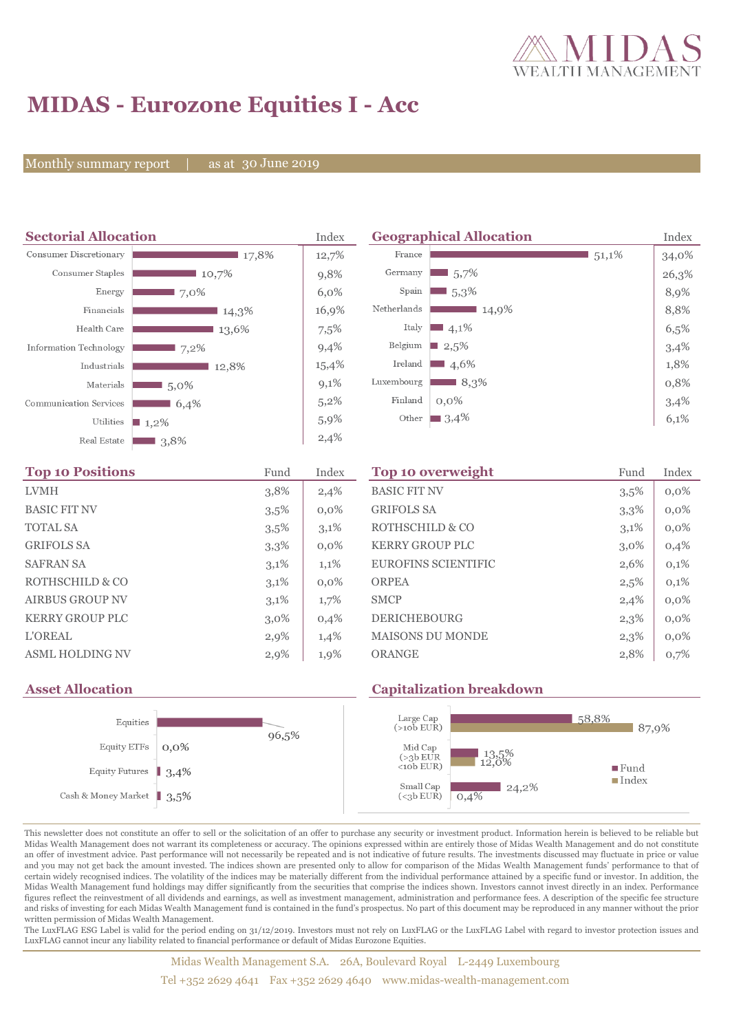# MIDAS - Eurozone Equities I - Acc

Monthly summary report | as at 30 June 2019

## Sectorial Allocation

Index

Consumer Discretionary 17,8% 12,7%
Consumer Staples 10,7% 9,8%
Energy 7,0% 6,0%
Financials 14,3% 16,9%
Health Care 13,6% 7,5%
Information Technology 7,2% 9,4%
Industrials 12,8% 15,4%
Materials 5,0% 9,1%
Communication Services 6,4% 5,2%
Utilities 1,2% 5,9%
Real Estate 3,8% 2,4%

## Geographical Allocation

Index

France 51,1% 34,0%
Germany 5,7% 26,3%
Spain 5,3% 8,9%
Netherlands 14,9% 8,8%
Italy 4,1% 6,5%
Belgium 2,5% 3,4%
Ireland 4,6% 1,8%
Luxembourg 8,3% 0,8%
Finland 0,0% 3,4%
Other 3,4% 6,1%

## Top 10 Positions

| Top 10 Positions | Fund | Index |
|---|---|---|
| LVMH | 3,8% | 2,4% |
| BASIC FIT NV | 3,5% | 0,0% |
| TOTAL SA | 3,5% | 3,1% |
| GRIFOLS SA | 3,3% | 0,0% |
| SAFRAN SA | 3,1% | 1,1% |
| ROTHSCHILD & CO | 3,1% | 0,0% |
| AIRBUS GROUP NV | 3,1% | 1,7% |
| KERRY GROUP PLC | 3,0% | 0,4% |
| L'OREAL | 2,9% | 1,4% |
| ASML HOLDING NV | 2,9% | 1,9% |

## Top 10 overweight

| Top 10 overweight | Fund | Index |
|---|---|---|
| BASIC FIT NV | 3,5% | 0,0% |
| GRIFOLS SA | 3,3% | 0,0% |
| ROTHSCHILD & CO | 3,1% | 0,0% |
| KERRY GROUP PLC | 3,0% | 0,4% |
| EUROFINS SCIENTIFIC | 2,6% | 0,1% |
| ORPEA | 2,5% | 0,1% |
| SMCP | 2,4% | 0,0% |
| DERICHEBOURG | 2,3% | 0,0% |
| MAISONS DU MONDE | 2,3% | 0,0% |
| ORANGE | 2,8% | 0,7% |

## Asset Allocation

Equities 96,5%
Equity ETFs 0,0%
Equity Futures 3,4%
Cash & Money Market 3,5%

## Capitalization breakdown

Large Cap (>10b EUR) 58,8% 87,9%
Mid Cap (>3b EUR <10b EUR) 13,5% 12,0%
Small Cap (<3b EUR) 24,2% 0,4%
Fund
Index

This newsletter does not constitute an offer to sell or the solicitation of an offer to purchase any security or investment product. Information herein is believed to be reliable but Midas Wealth Management does not warrant its completeness or accuracy. The opinions expressed within are entirely those of Midas Wealth Management and do not constitute an offer of investment advice. Past performance will not necessarily be repeated and is not indicative of future results. The investments discussed may fluctuate in price or value and you may not get back the amount invested. The indices shown are presented only to allow for comparison of the Midas Wealth Management funds' performance to that of certain widely recognised indices. The volatility of the indices may be materially different from the individual performance attained by a specific fund or investor. In addition, the Midas Wealth Management fund holdings may differ significantly from the securities that comprise the indices shown. Investors cannot invest directly in an index. Performance figures reflect the reinvestment of all dividends and earnings, as well as investment management, administration and performance fees. A description of the specific fee structure and risks of investing for each Midas Wealth Management fund is contained in the fund's prospectus. No part of this document may be reproduced in any manner without the prior written permission of Midas Wealth Management.

The LuxFLAG ESG Label is valid for the period ending on 31/12/2019. Investors must not rely on LuxFLAG or the LuxFLAG Label with regard to investor protection issues and LuxFLAG cannot incur any liability related to financial performance or default of Midas Eurozone Equities.

Midas Wealth Management S.A. 26A, Boulevard Royal L-2449 Luxembourg
Tel +352 2629 4641 Fax +352 2629 4640 www.midas-wealth-management.com